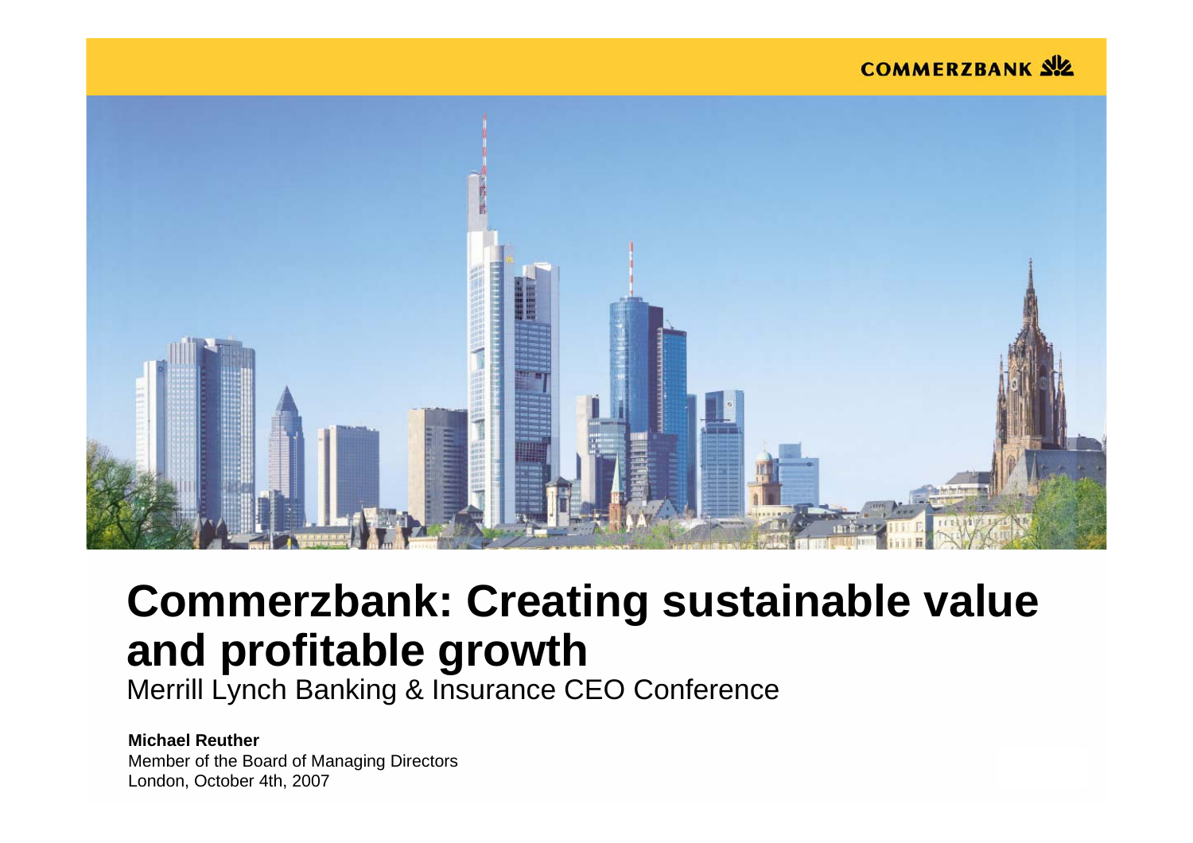COMMERZBANK

# Commerzbank: Creating sustainable value and profitable growth

Merrill Lynch Banking & Insurance CEO Conference

**Michael Reuther**
Member of the Board of Managing Directors
London, October 4th, 2007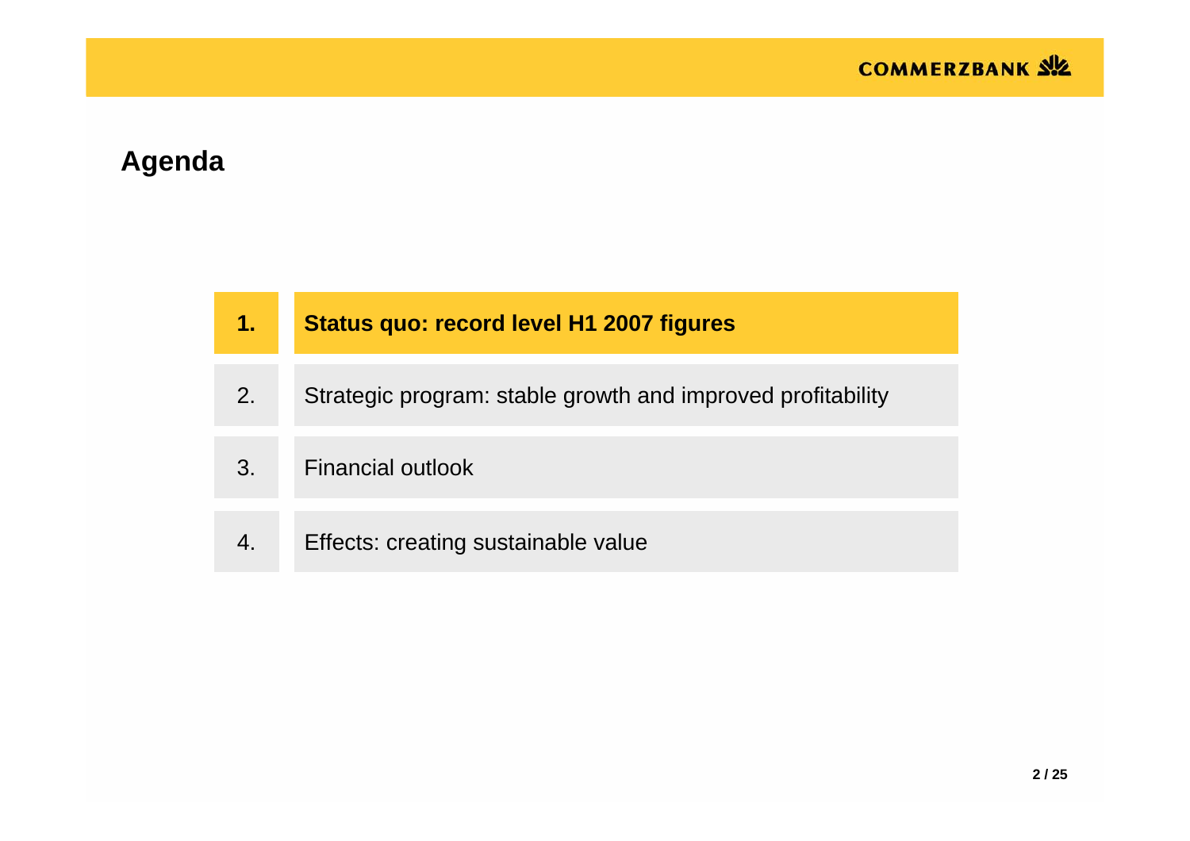# Agenda

1. **Status quo: record level H1 2007 figures**
2. Strategic program: stable growth and improved profitability
3. Financial outlook
4. Effects: creating sustainable value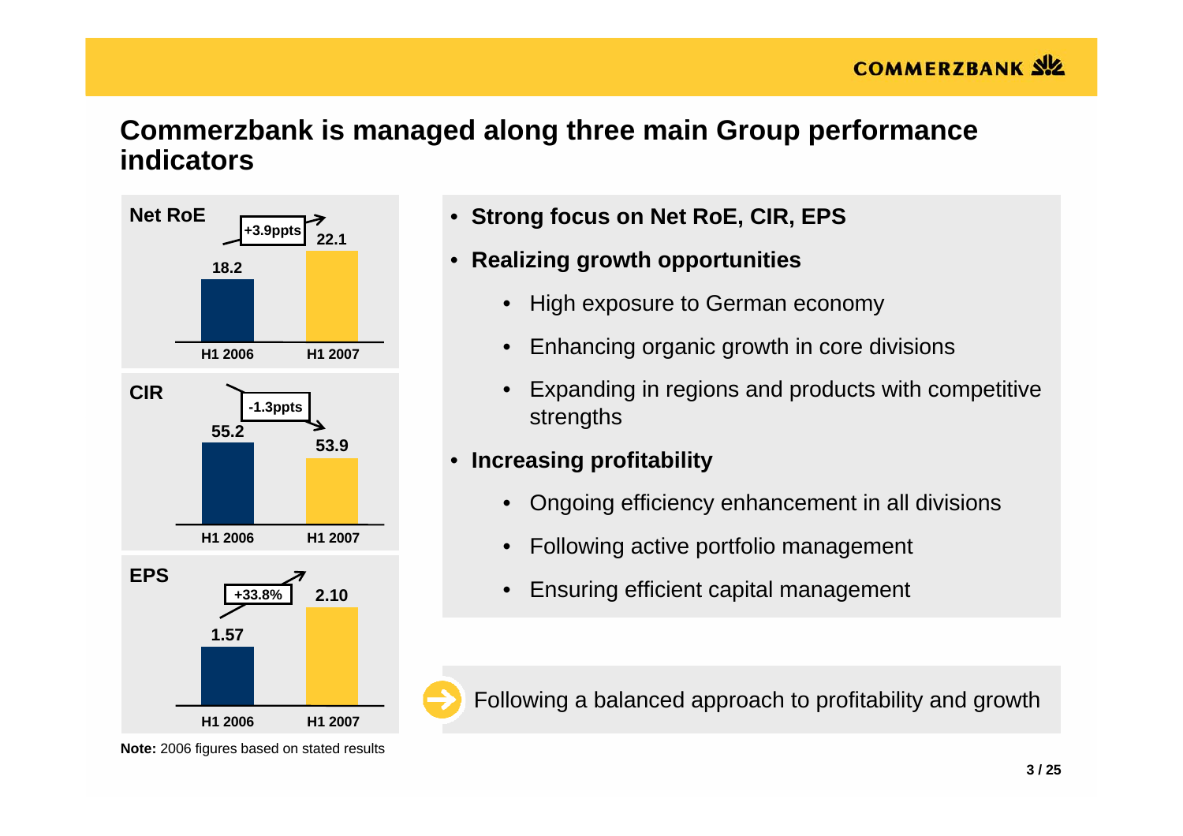# Commerzbank is managed along three main Group performance indicators

**Net RoE**

| | H1 2006 | H1 2007 |
|---|---|---|
| Net RoE | 18.2 | 22.1 |

+3.9ppts

**CIR**

| | H1 2006 | H1 2007 |
|---|---|---|
| CIR | 55.2 | 53.9 |

-1.3ppts

**EPS**

| | H1 2006 | H1 2007 |
|---|---|---|
| EPS | 1.57 | 2.10 |

+33.8%

**Note:** 2006 figures based on stated results

- **Strong focus on Net RoE, CIR, EPS**
- **Realizing growth opportunities**
  - High exposure to German economy
  - Enhancing organic growth in core divisions
  - Expanding in regions and products with competitive strengths
- **Increasing profitability**
  - Ongoing efficiency enhancement in all divisions
  - Following active portfolio management
  - Ensuring efficient capital management

Following a balanced approach to profitability and growth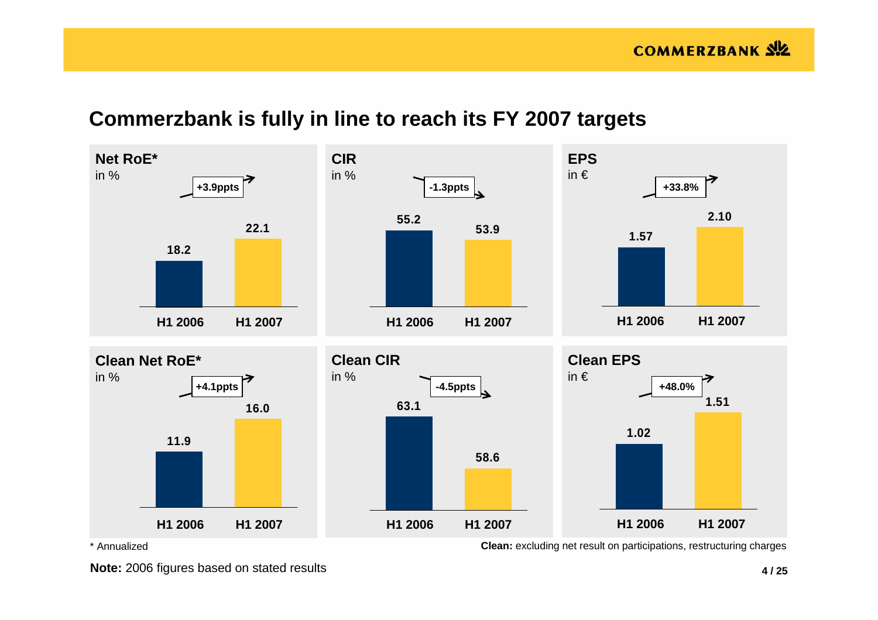# Commerzbank is fully in line to reach its FY 2007 targets

### Net RoE*
in %

| | H1 2006 | H1 2007 |
|---|---|---|
| Net RoE* | 18.2 | 22.1 |

+3.9ppts

### CIR
in %

| | H1 2006 | H1 2007 |
|---|---|---|
| CIR | 55.2 | 53.9 |

-1.3ppts

### EPS
in €

| | H1 2006 | H1 2007 |
|---|---|---|
| EPS | 1.57 | 2.10 |

+33.8%

### Clean Net RoE*
in %

| | H1 2006 | H1 2007 |
|---|---|---|
| Clean Net RoE* | 11.9 | 16.0 |

+4.1ppts

### Clean CIR
in %

| | H1 2006 | H1 2007 |
|---|---|---|
| Clean CIR | 63.1 | 58.6 |

-4.5ppts

### Clean EPS
in €

| | H1 2006 | H1 2007 |
|---|---|---|
| Clean EPS | 1.02 | 1.51 |

+48.0%

* Annualized

**Clean:** excluding net result on participations, restructuring charges

**Note:** 2006 figures based on stated results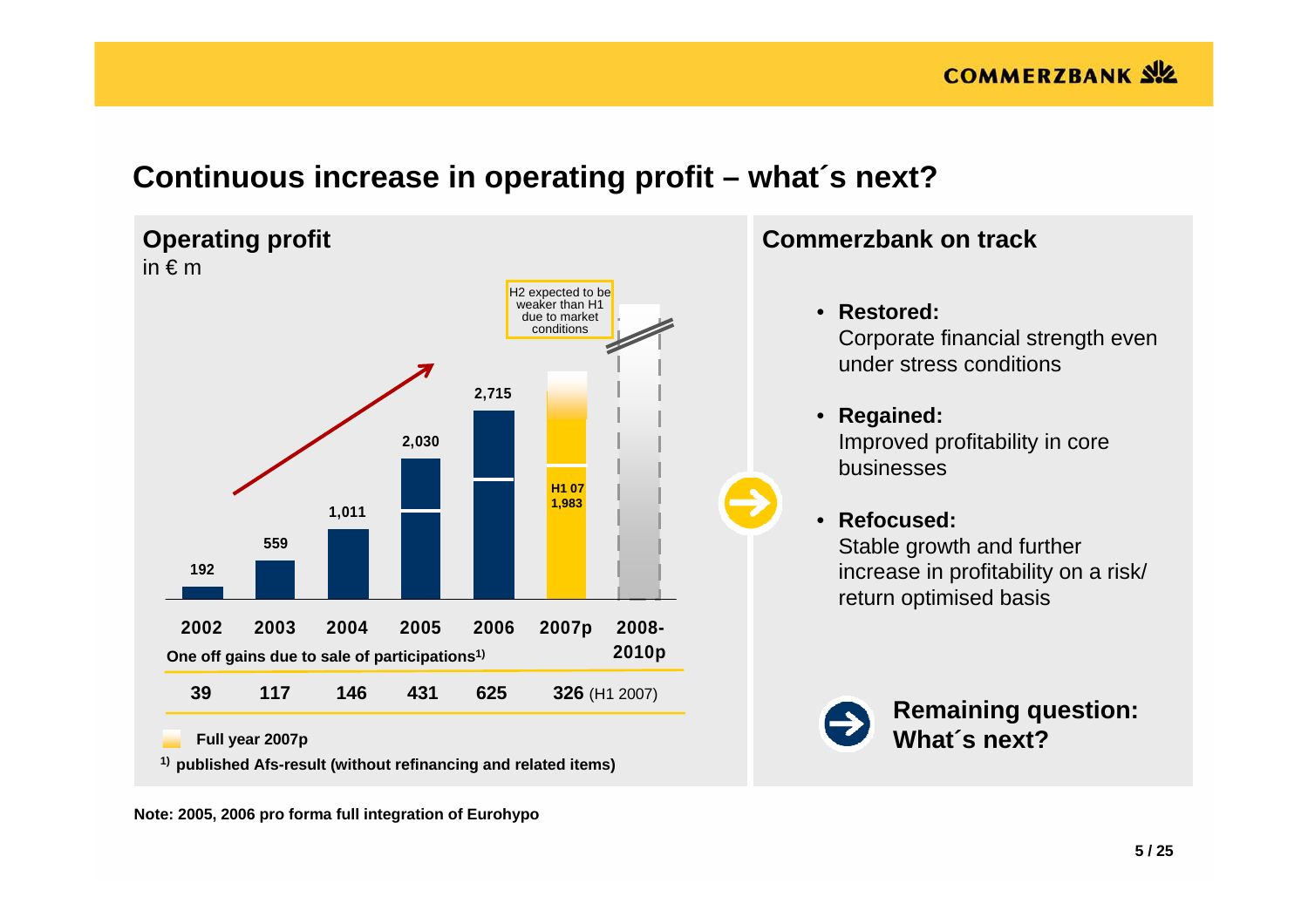# Continuous increase in operating profit – what´s next?

## Operating profit

in € m

| | 2002 | 2003 | 2004 | 2005 | 2006 | 2007p | 2008-2010p |
|---|---|---|---|---|---|---|---|
| Operating profit | 192 | 559 | 1,011 | 2,030 | 2,715 | H1 07 1,983 | |
| One off gains due to sale of participations[1] | 39 | 117 | 146 | 431 | 625 | 326 (H1 2007) | |

H2 expected to be weaker than H1 due to market conditions

Full year 2007p

[1] published Afs-result (without refinancing and related items)

## Commerzbank on track

- **Restored:** Corporate financial strength even under stress conditions
- **Regained:** Improved profitability in core businesses
- **Refocused:** Stable growth and further increase in profitability on a risk/ return optimised basis

**Remaining question: What´s next?**

Note: 2005, 2006 pro forma full integration of Eurohypo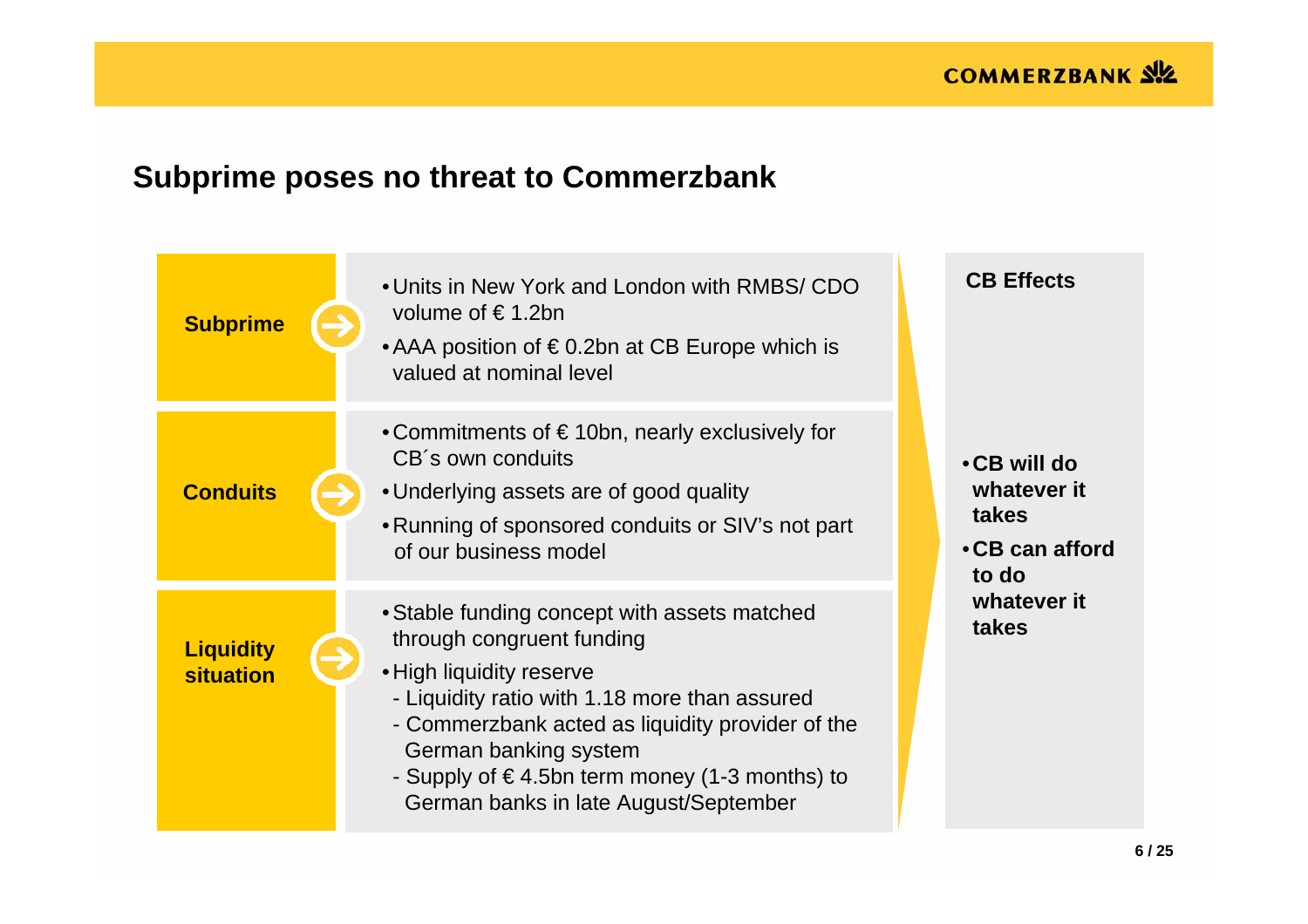## Subprime poses no threat to Commerzbank

| | | CB Effects |
|---|---|---|
| **Subprime** | • Units in New York and London with RMBS/ CDO volume of € 1.2bn<br>• AAA position of € 0.2bn at CB Europe which is valued at nominal level | • **CB will do whatever it takes**<br>• **CB can afford to do whatever it takes** |
| **Conduits** | • Commitments of € 10bn, nearly exclusively for CB´s own conduits<br>• Underlying assets are of good quality<br>• Running of sponsored conduits or SIV's not part of our business model | |
| **Liquidity situation** | • Stable funding concept with assets matched through congruent funding<br>• High liquidity reserve<br>- Liquidity ratio with 1.18 more than assured<br>- Commerzbank acted as liquidity provider of the German banking system<br>- Supply of € 4.5bn term money (1-3 months) to German banks in late August/September | |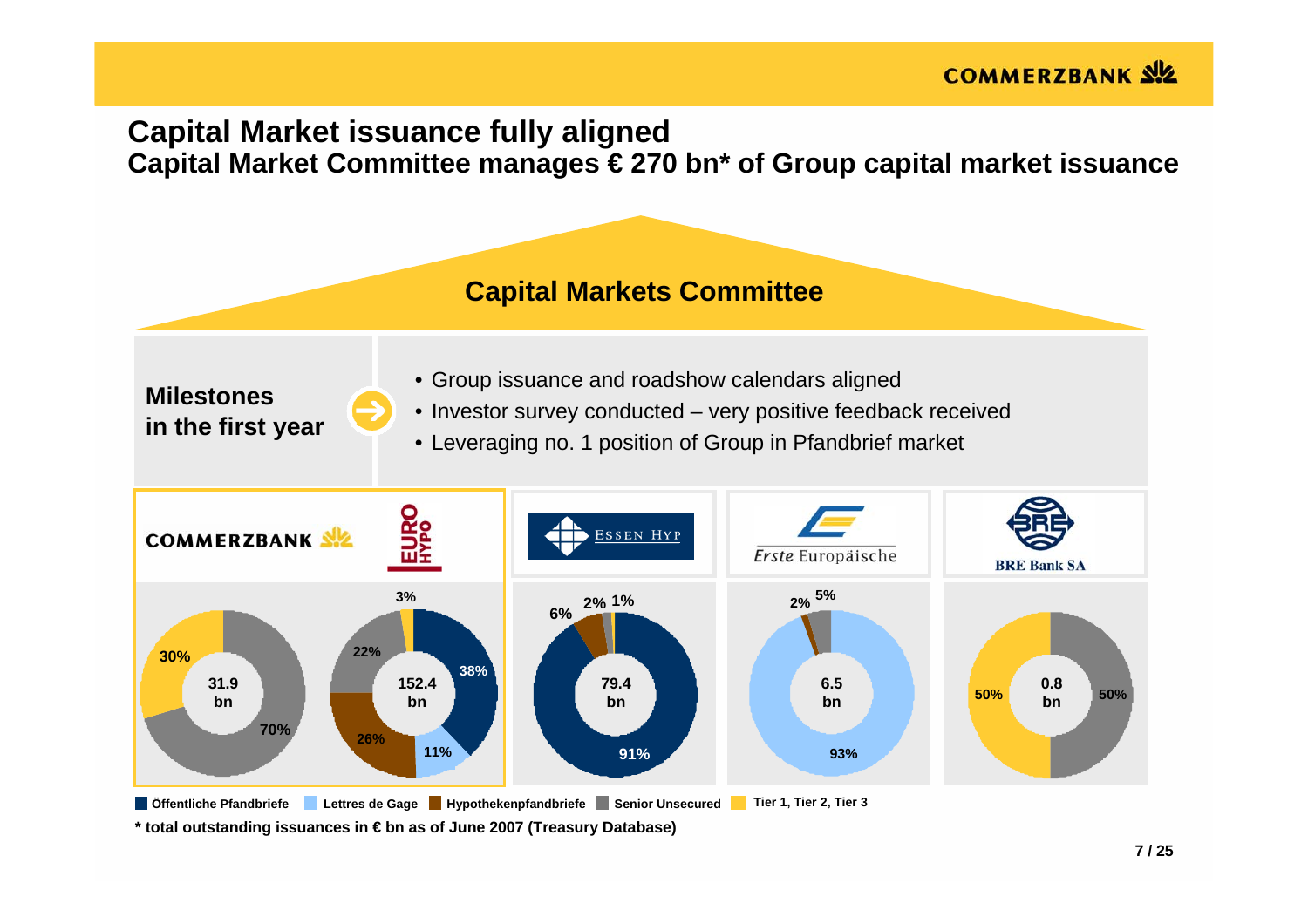# Capital Market issuance fully aligned

## Capital Market Committee manages € 270 bn* of Group capital market issuance

### Capital Markets Committee

**Milestones in the first year**

- Group issuance and roadshow calendars aligned
- Investor survey conducted – very positive feedback received
- Leveraging no. 1 position of Group in Pfandbrief market

| | Commerzbank | Eurohypo | Essen Hyp | Erste Europäische | BRE Bank SA |
|---|---|---|---|---|---|
| Total | 31.9 bn | 152.4 bn | 79.4 bn | 6.5 bn | 0.8 bn |
| Öffentliche Pfandbriefe | | 38% | 91% | | |
| Lettres de Gage | | 11% | | 93% | |
| Hypothekenpfandbriefe | | 26% | 6% | 2% | |
| Senior Unsecured | 70% | 22% | 2% | 5% | 50% |
| Tier 1, Tier 2, Tier 3 | 30% | 3% | 1% | | 50% |

\* total outstanding issuances in € bn as of June 2007 (Treasury Database)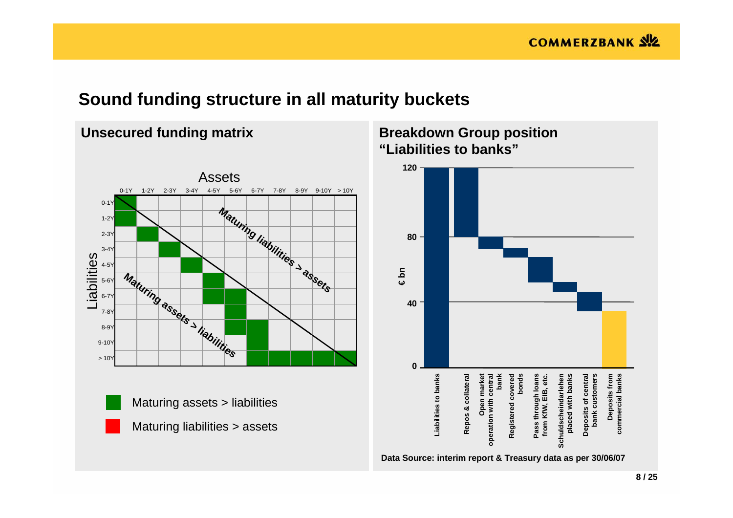# Sound funding structure in all maturity buckets

## Unsecured funding matrix

Assets

| Liabilities | 0-1Y | 1-2Y | 2-3Y | 3-4Y | 4-5Y | 5-6Y | 6-7Y | 7-8Y | 8-9Y | 9-10Y | > 10Y |
|---|---|---|---|---|---|---|---|---|---|---|---|
| 0-1Y | ■ | | | | | | | | | | |
| 1-2Y | ■ | | | | | | | | | | |
| 2-3Y | | ■ | | | | | | | | | |
| 3-4Y | | | ■ | | | | | | | | |
| 4-5Y | | | | ■ | | | | | | | |
| 5-6Y | | | | | ■ | | | | | | |
| 6-7Y | | | | | ■ | ■ | | | | | |
| 7-8Y | | | | | | ■ | | | | | |
| 8-9Y | | | | | | ■ | ■ | | | | |
| 9-10Y | | | | | | | ■ | | | | |
| > 10Y | | | | | | | ■ | ■ | ■ | ■ | ■ |

Maturing liabilities > assets (above diagonal)

Maturing assets > liabilities (below diagonal)

■ Maturing assets > liabilities

Maturing liabilities > assets

## Breakdown Group position "Liabilities to banks"

€ bn (axis: 0, 40, 80, 120)

- Liabilities to banks
- Repos & collateral
- Open market operation with central bank
- Registered covered bonds
- Pass through loans from KfW, EIB, etc.
- Schuldscheindarlehen placed with banks
- Deposits of central bank customers
- Deposits from commercial banks

Data Source: interim report & Treasury data as per 30/06/07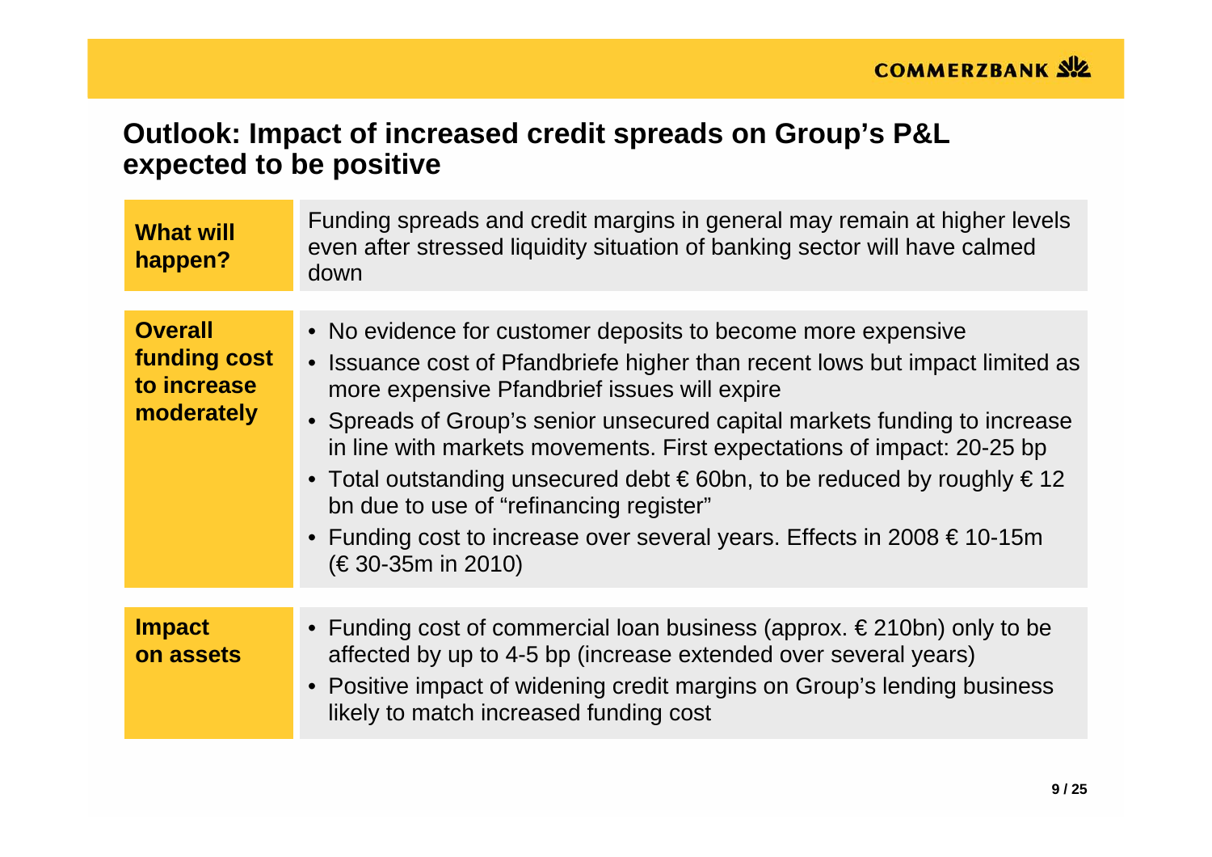# Outlook: Impact of increased credit spreads on Group's P&L expected to be positive

**What will happen?**

Funding spreads and credit margins in general may remain at higher levels even after stressed liquidity situation of banking sector will have calmed down

**Overall funding cost to increase moderately**

- No evidence for customer deposits to become more expensive
- Issuance cost of Pfandbriefe higher than recent lows but impact limited as more expensive Pfandbrief issues will expire
- Spreads of Group's senior unsecured capital markets funding to increase in line with markets movements. First expectations of impact: 20-25 bp
- Total outstanding unsecured debt € 60bn, to be reduced by roughly € 12 bn due to use of "refinancing register"
- Funding cost to increase over several years. Effects in 2008 € 10-15m (€ 30-35m in 2010)

**Impact on assets**

- Funding cost of commercial loan business (approx. € 210bn) only to be affected by up to 4-5 bp (increase extended over several years)
- Positive impact of widening credit margins on Group's lending business likely to match increased funding cost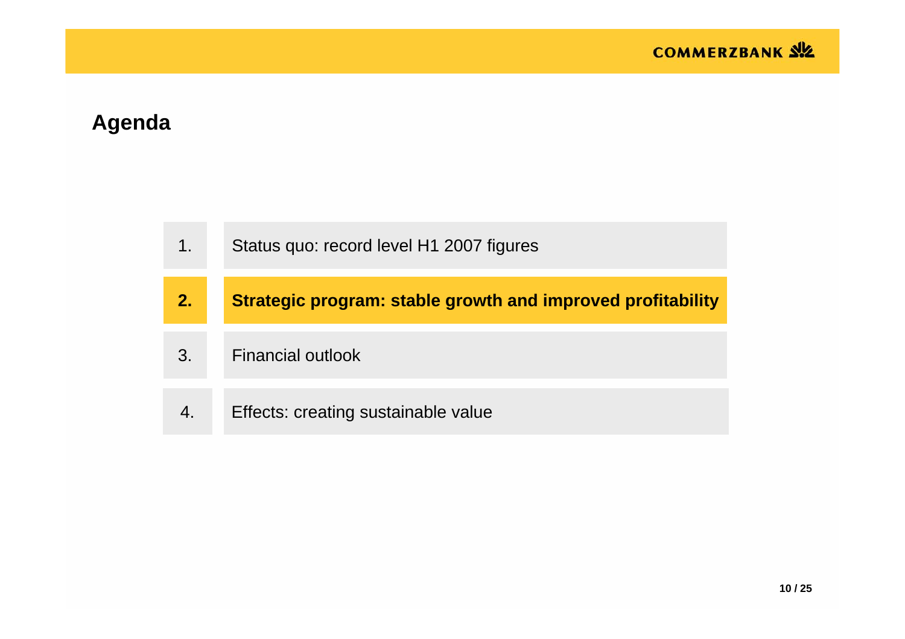# Agenda

1. Status quo: record level H1 2007 figures
2. **Strategic program: stable growth and improved profitability**
3. Financial outlook
4. Effects: creating sustainable value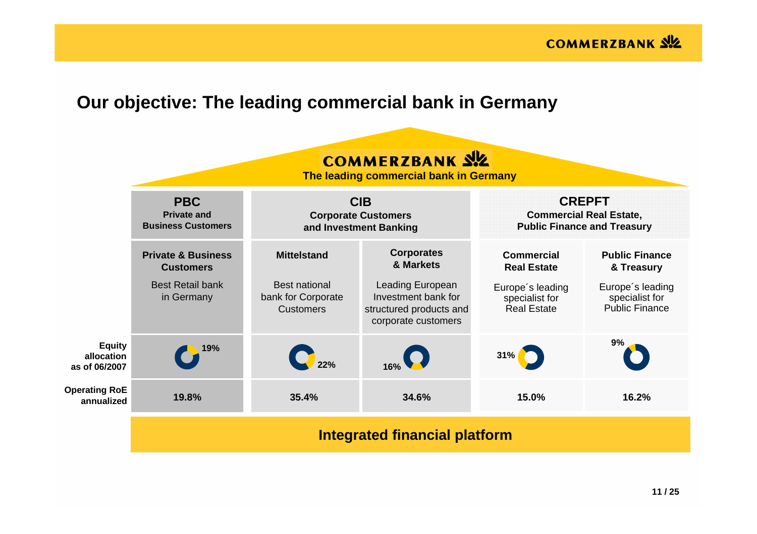## Our objective: The leading commercial bank in Germany

**COMMERZBANK**

**The leading commercial bank in Germany**

| | **PBC** Private and Business Customers | **CIB** Corporate Customers and Investment Banking | | **CREPFT** Commercial Real Estate, Public Finance and Treasury | |
|---|---|---|---|---|---|
| | **Private & Business Customers** Best Retail bank in Germany | **Mittelstand** Best national bank for Corporate Customers | **Corporates & Markets** Leading European Investment bank for structured products and corporate customers | **Commercial Real Estate** Europe´s leading specialist for Real Estate | **Public Finance & Treasury** Europe´s leading specialist for Public Finance |
| **Equity allocation as of 06/2007** | 19% | 22% | 16% | 31% | 9% |
| **Operating RoE annualized** | 19.8% | 35.4% | 34.6% | 15.0% | 16.2% |

**Integrated financial platform**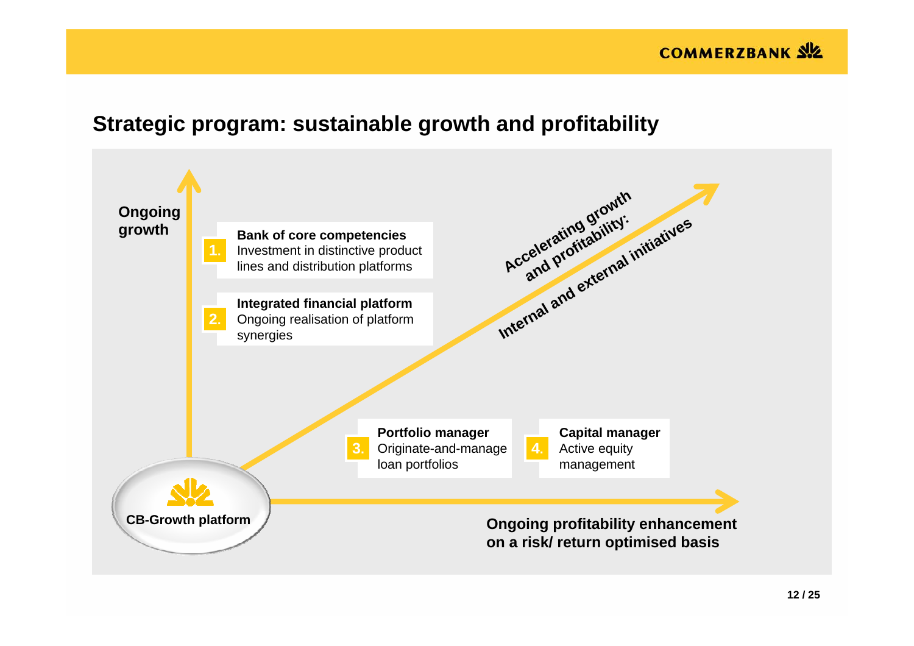## Strategic program: sustainable growth and profitability

**Ongoing growth**

1. **Bank of core competencies**
   Investment in distinctive product lines and distribution platforms

2. **Integrated financial platform**
   Ongoing realisation of platform synergies

**Accelerating growth and profitability:**
**Internal and external initiatives**

3. **Portfolio manager**
   Originate-and-manage loan portfolios

4. **Capital manager**
   Active equity management

**CB-Growth platform**

**Ongoing profitability enhancement on a risk/ return optimised basis**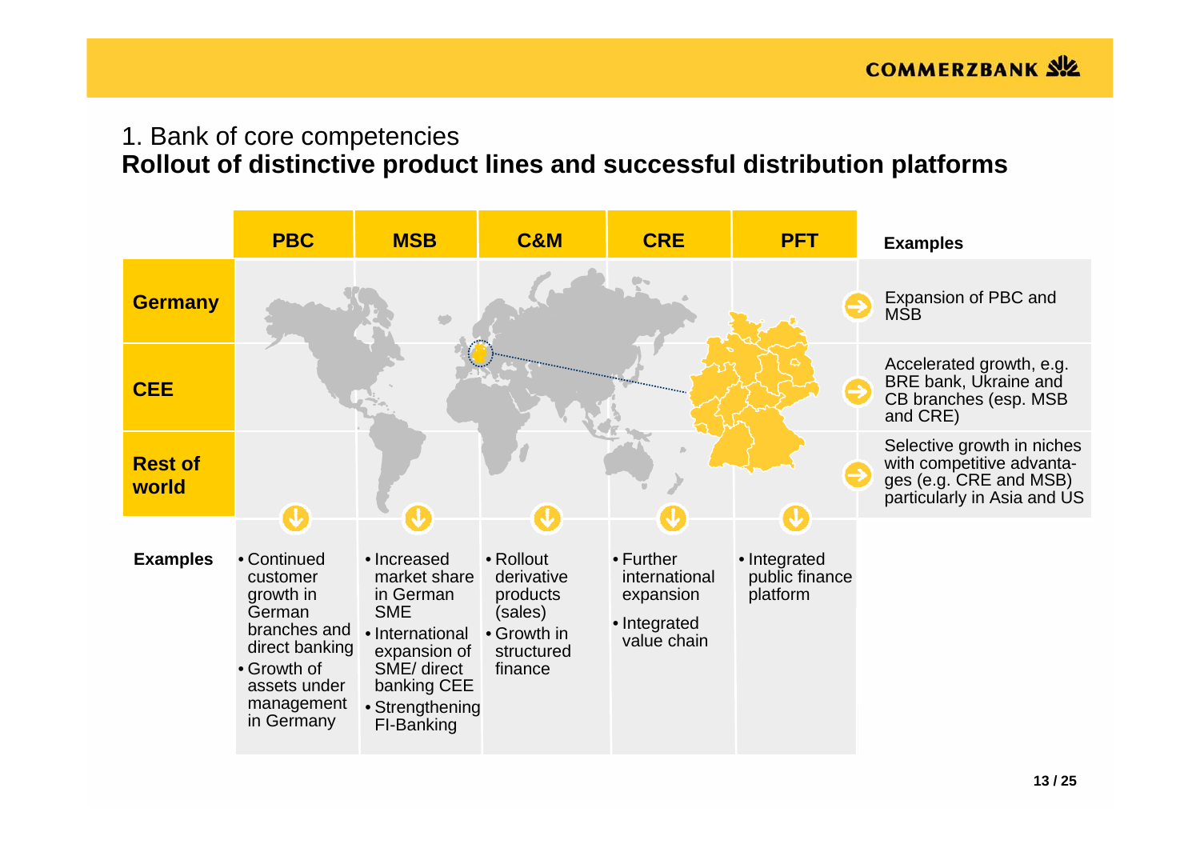## 1. Bank of core competencies

# Rollout of distinctive product lines and successful distribution platforms

| | PBC | MSB | C&M | CRE | PFT | Examples |
|---|---|---|---|---|---|---|
| **Germany** | | | | | | Expansion of PBC and MSB |
| **CEE** | | | | | | Accelerated growth, e.g. BRE bank, Ukraine and CB branches (esp. MSB and CRE) |
| **Rest of world** | | | | | | Selective growth in niches with competitive advantages (e.g. CRE and MSB) particularly in Asia and US |
| **Examples** | • Continued customer growth in German branches and direct banking<br>• Growth of assets under management in Germany | • Increased market share in German SME<br>• International expansion of SME/ direct banking CEE<br>• Strengthening FI-Banking | • Rollout derivative products (sales)<br>• Growth in structured finance | • Further international expansion<br>• Integrated value chain | • Integrated public finance platform | |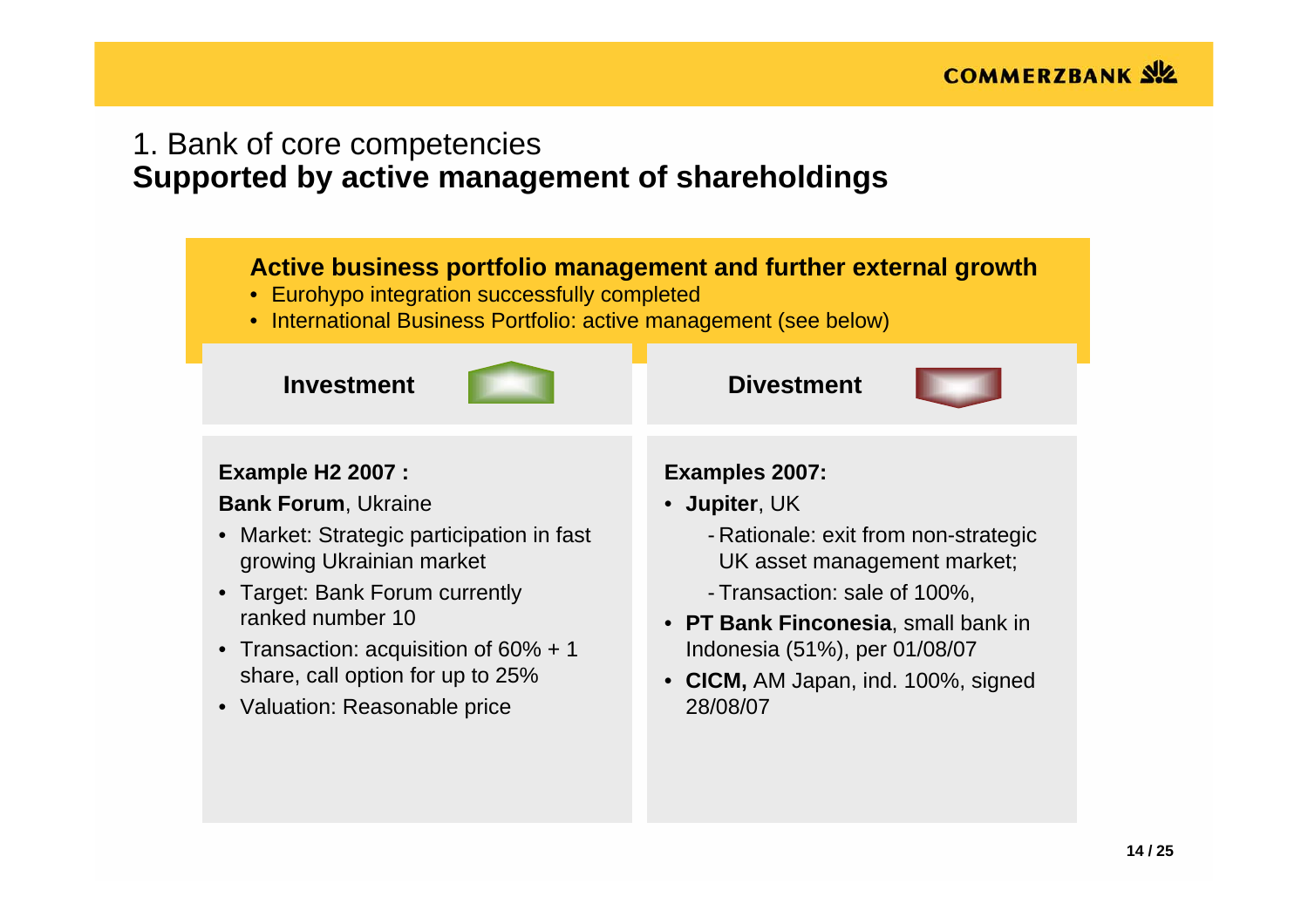# 1. Bank of core competencies
## Supported by active management of shareholdings

### Active business portfolio management and further external growth

- Eurohypo integration successfully completed
- International Business Portfolio: active management (see below)

#### Investment

**Example H2 2007 :**

**Bank Forum**, Ukraine

- Market: Strategic participation in fast growing Ukrainian market
- Target: Bank Forum currently ranked number 10
- Transaction: acquisition of 60% + 1 share, call option for up to 25%
- Valuation: Reasonable price

#### Divestment

**Examples 2007:**

- **Jupiter**, UK
  - Rationale: exit from non-strategic UK asset management market;
  - Transaction: sale of 100%,
- **PT Bank Finconesia**, small bank in Indonesia (51%), per 01/08/07
- **CICM,** AM Japan, ind. 100%, signed 28/08/07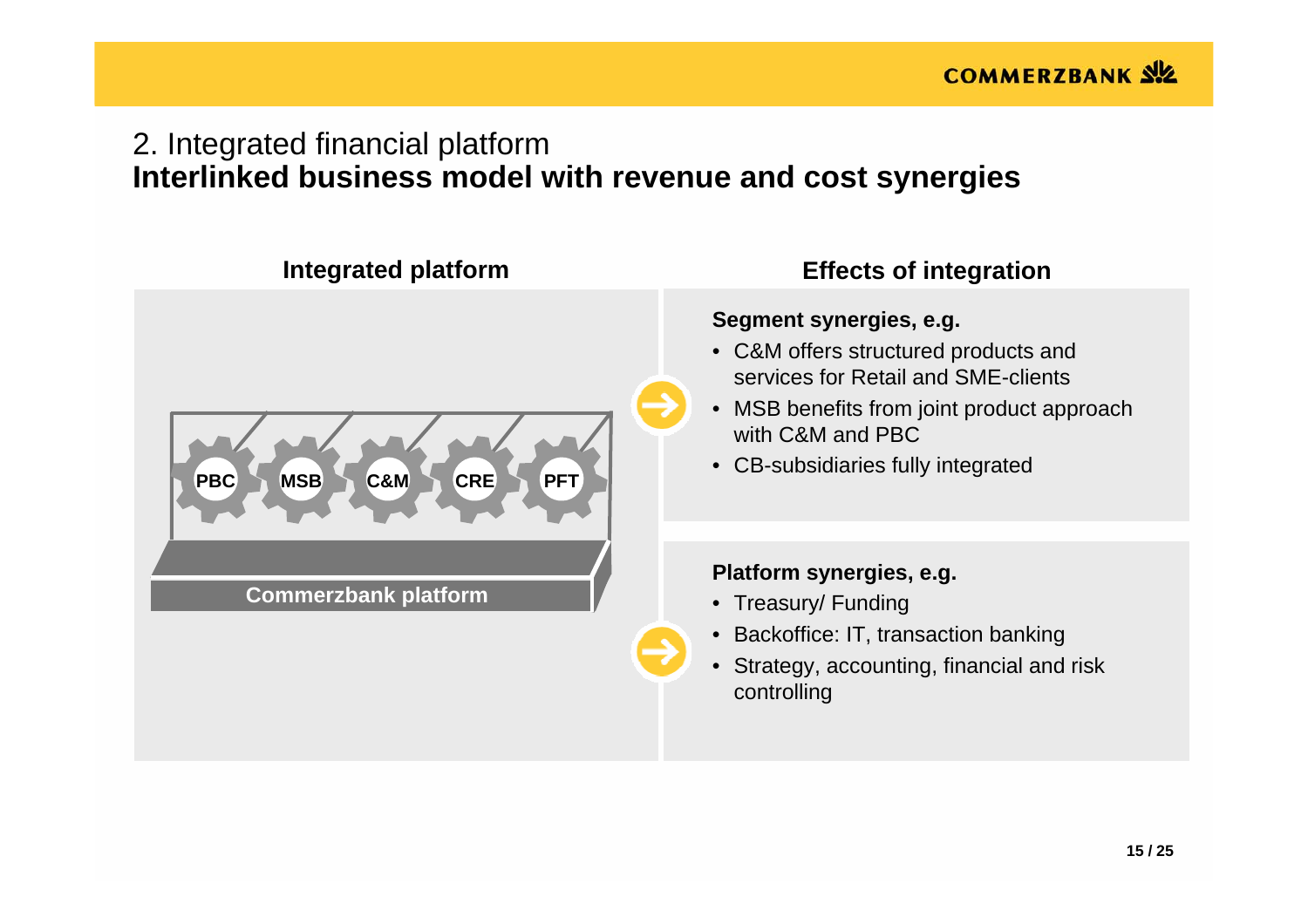# 2. Integrated financial platform
## Interlinked business model with revenue and cost synergies

### Integrated platform

PBC | MSB | C&M | CRE | PFT

Commerzbank platform

### Effects of integration

**Segment synergies, e.g.**

- C&M offers structured products and services for Retail and SME-clients
- MSB benefits from joint product approach with C&M and PBC
- CB-subsidiaries fully integrated

**Platform synergies, e.g.**

- Treasury/ Funding
- Backoffice: IT, transaction banking
- Strategy, accounting, financial and risk controlling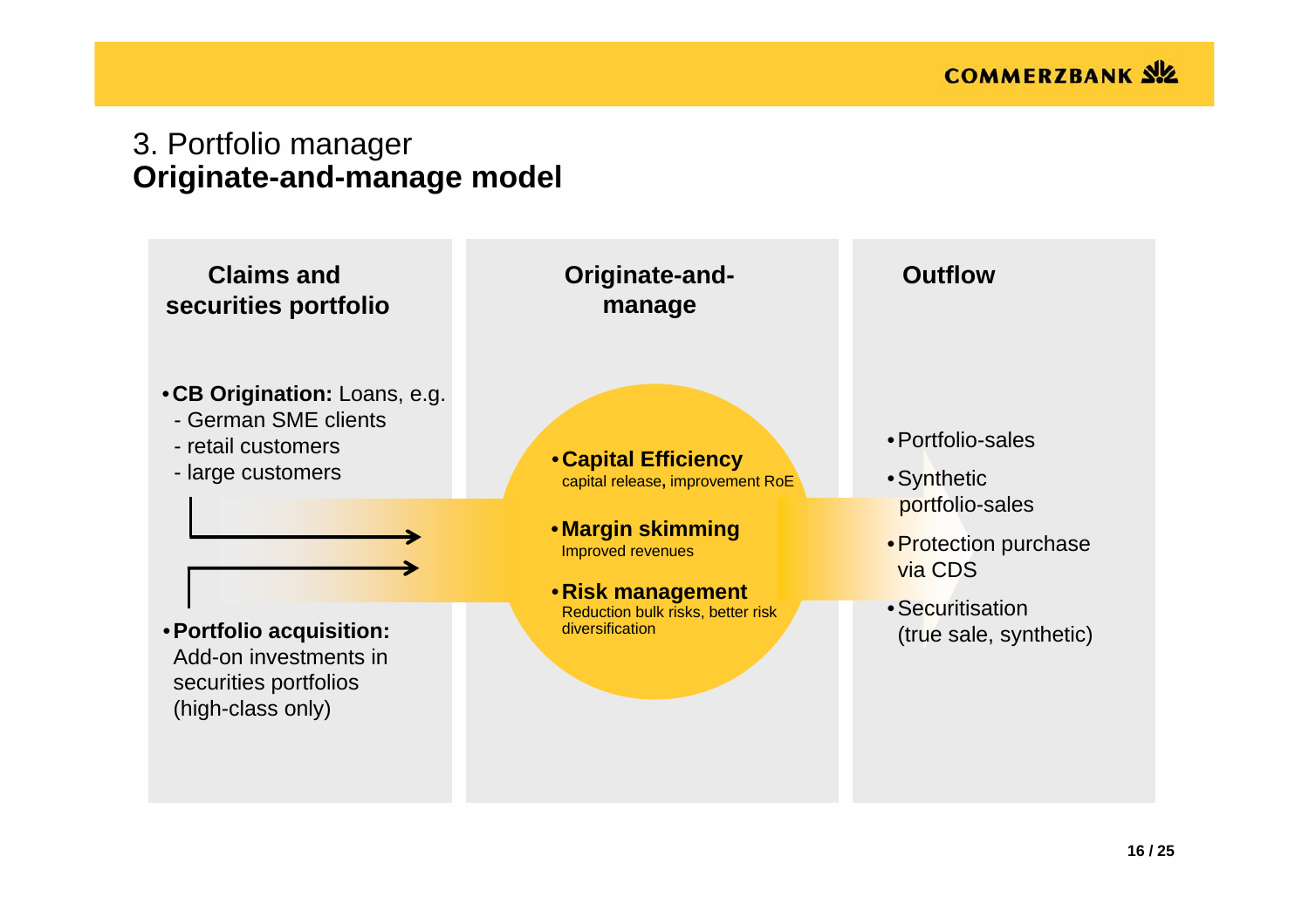# 3. Portfolio manager
## **Originate-and-manage model**

### Claims and securities portfolio

- **CB Origination:** Loans, e.g.
  - German SME clients
  - retail customers
  - large customers
- **Portfolio acquisition:** Add-on investments in securities portfolios (high-class only)

### Originate-and-manage

- **Capital Efficiency**
  capital release, improvement RoE
- **Margin skimming**
  Improved revenues
- **Risk management**
  Reduction bulk risks, better risk diversification

### Outflow

- Portfolio-sales
- Synthetic portfolio-sales
- Protection purchase via CDS
- Securitisation (true sale, synthetic)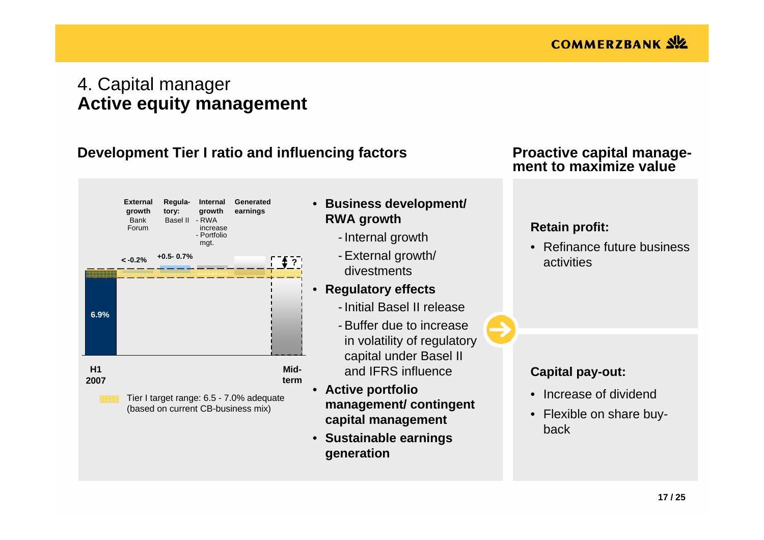# 4. Capital manager
# Active equity management

## Development Tier I ratio and influencing factors

External growth: Bank Forum — < -0.2%

Regulatory: Basel II — +0.5- 0.7%

Internal growth - RWA increase - Portfolio mgt.

Generated earnings

?

6.9%

H1 2007

Mid-term

Tier I target range: 6.5 - 7.0% adequate (based on current CB-business mix)

- **Business development/ RWA growth**
  - Internal growth
  - External growth/ divestments
- **Regulatory effects**
  - Initial Basel II release
  - Buffer due to increase in volatility of regulatory capital under Basel II and IFRS influence
- **Active portfolio management/ contingent capital management**
- **Sustainable earnings generation**

## Proactive capital management to maximize value

**Retain profit:**

- Refinance future business activities

**Capital pay-out:**

- Increase of dividend
- Flexible on share buy-back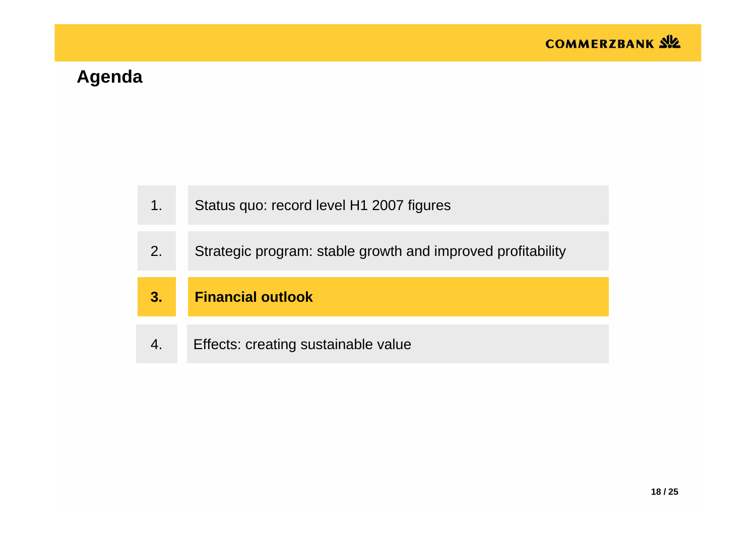## Agenda

1. Status quo: record level H1 2007 figures
2. Strategic program: stable growth and improved profitability
3. **Financial outlook**
4. Effects: creating sustainable value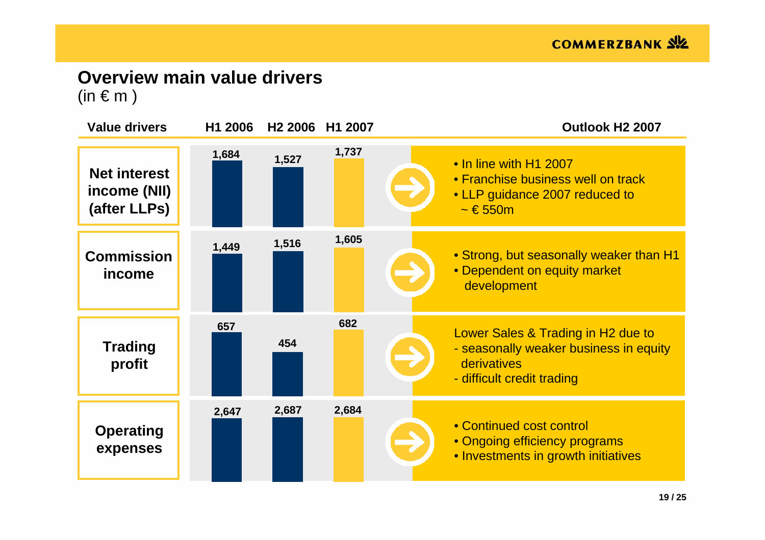## Overview main value drivers
(in € m )

| Value drivers | H1 2006 | H2 2006 | H1 2007 | Outlook H2 2007 |
|---|---|---|---|---|
| Net interest income (NII) (after LLPs) | 1,684 | 1,527 | 1,737 | • In line with H1 2007<br>• Franchise business well on track<br>• LLP guidance 2007 reduced to ~ € 550m |
| Commission income | 1,449 | 1,516 | 1,605 | • Strong, but seasonally weaker than H1<br>• Dependent on equity market development |
| Trading profit | 657 | 454 | 682 | Lower Sales & Trading in H2 due to<br>- seasonally weaker business in equity derivatives<br>- difficult credit trading |
| Operating expenses | 2,647 | 2,687 | 2,684 | • Continued cost control<br>• Ongoing efficiency programs<br>• Investments in growth initiatives |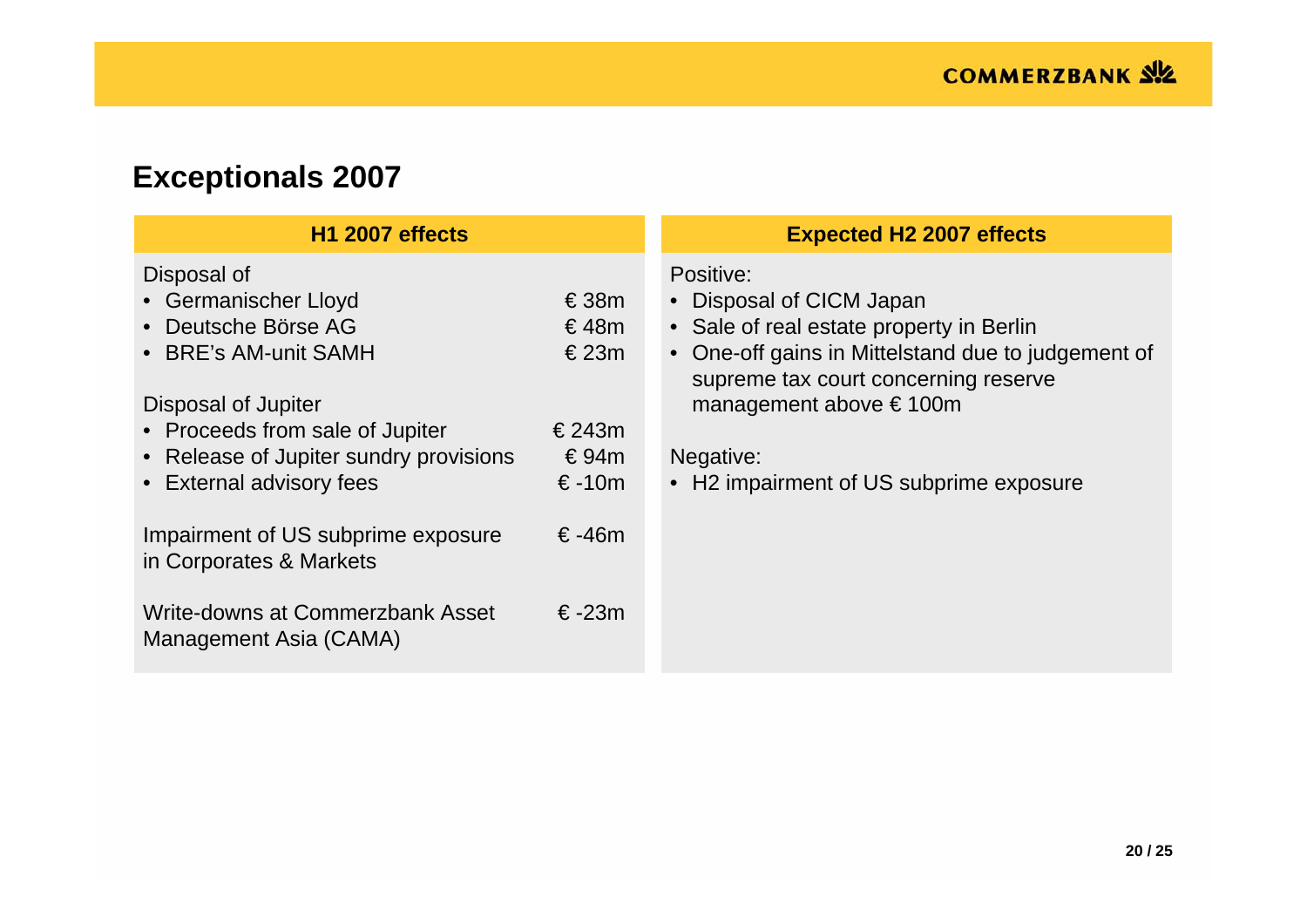# Exceptionals 2007

| H1 2007 effects | |
|---|---|
| Disposal of | |
| • Germanischer Lloyd | € 38m |
| • Deutsche Börse AG | € 48m |
| • BRE's AM-unit SAMH | € 23m |
| Disposal of Jupiter | |
| • Proceeds from sale of Jupiter | € 243m |
| • Release of Jupiter sundry provisions | € 94m |
| • External advisory fees | € -10m |
| Impairment of US subprime exposure in Corporates & Markets | € -46m |
| Write-downs at Commerzbank Asset Management Asia (CAMA) | € -23m |

**Expected H2 2007 effects**

Positive:

- Disposal of CICM Japan
- Sale of real estate property in Berlin
- One-off gains in Mittelstand due to judgement of supreme tax court concerning reserve management above € 100m

Negative:

- H2 impairment of US subprime exposure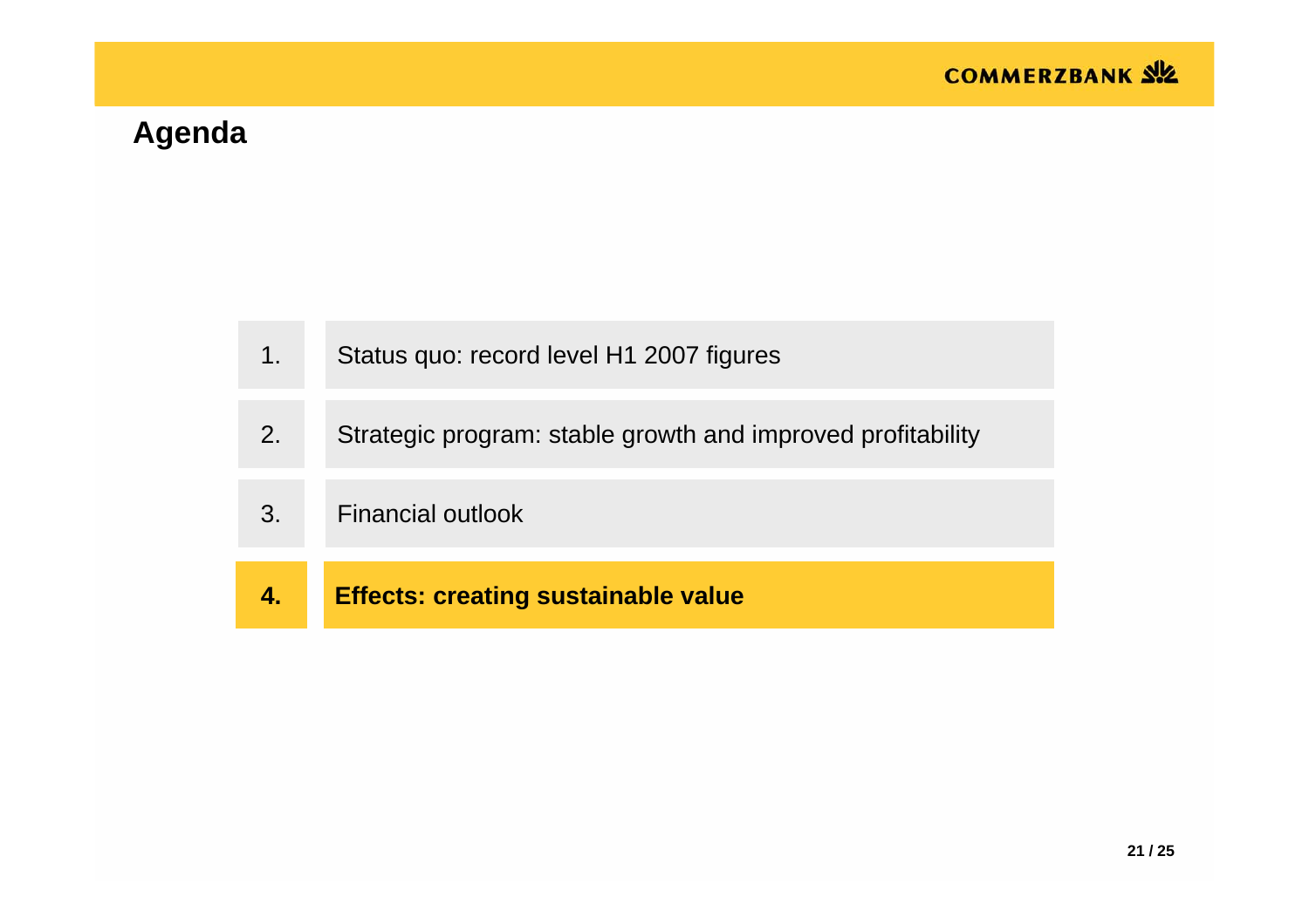# Agenda

1. Status quo: record level H1 2007 figures
2. Strategic program: stable growth and improved profitability
3. Financial outlook
4. **Effects: creating sustainable value**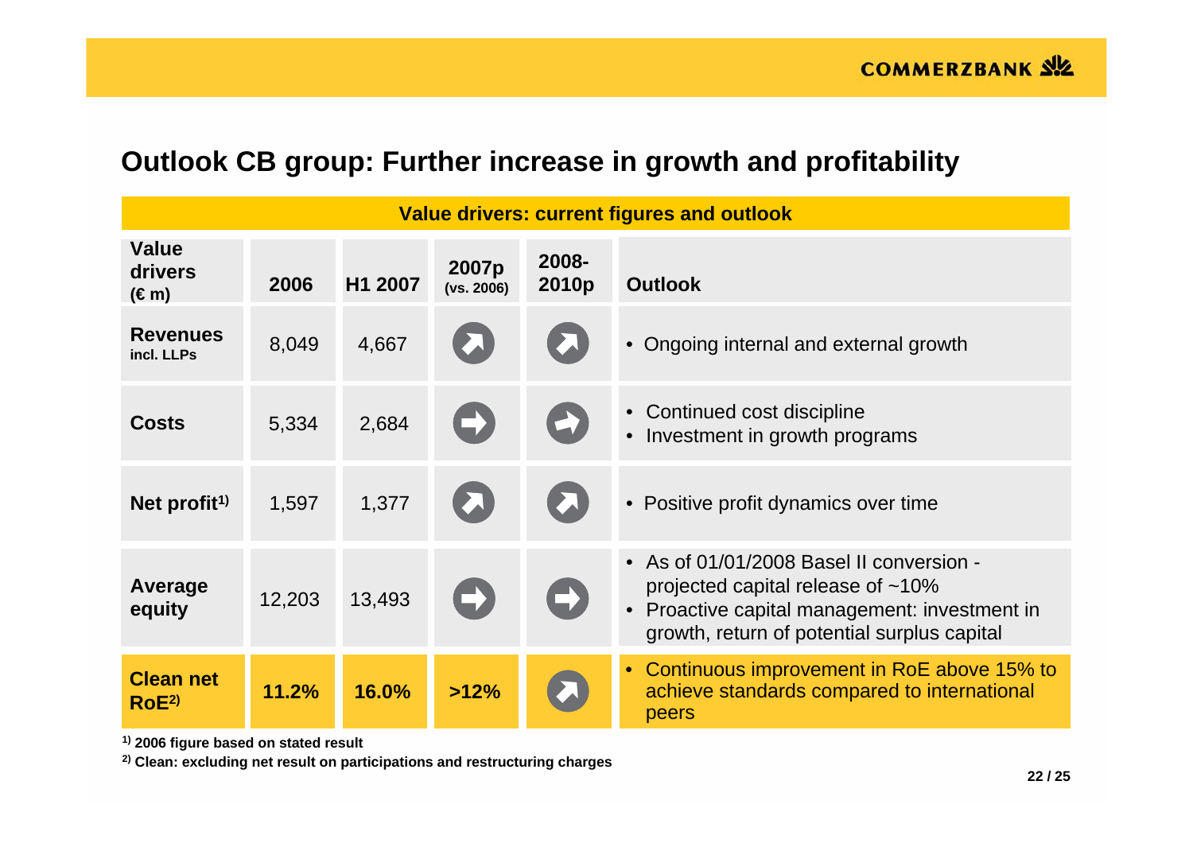# Outlook CB group: Further increase in growth and profitability

**Value drivers: current figures and outlook**

| Value drivers (€ m) | 2006 | H1 2007 | 2007p (vs. 2006) | 2008-2010p | Outlook |
|---|---|---|---|---|---|
| **Revenues** incl. LLPs | 8,049 | 4,667 | ↗ | ↗ | • Ongoing internal and external growth |
| **Costs** | 5,334 | 2,684 | → | ↗ | • Continued cost discipline<br>• Investment in growth programs |
| **Net profit**[1] | 1,597 | 1,377 | ↗ | ↗ | • Positive profit dynamics over time |
| **Average equity** | 12,203 | 13,493 | → | → | • As of 01/01/2008 Basel II conversion - projected capital release of ~10%<br>• Proactive capital management: investment in growth, return of potential surplus capital |
| **Clean net RoE**[2] | **11.2%** | **16.0%** | **>12%** | ↗ | • Continuous improvement in RoE above 15% to achieve standards compared to international peers |

[1] 2006 figure based on stated result

[2] Clean: excluding net result on participations and restructuring charges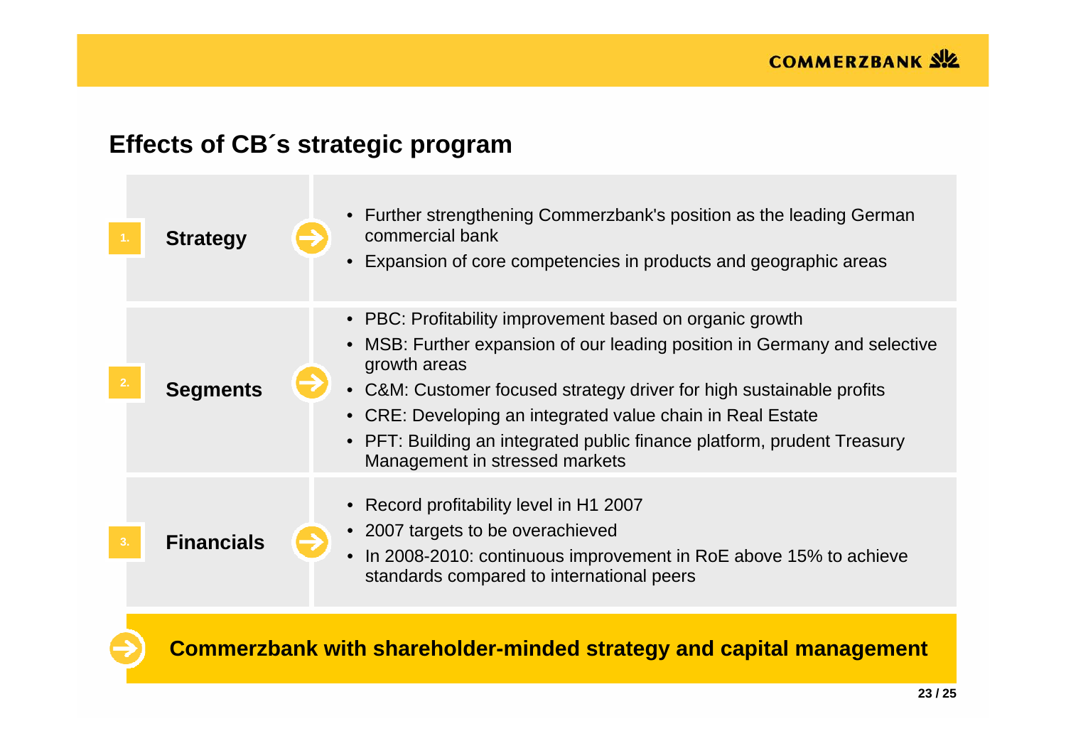# Effects of CB´s strategic program

## 1. Strategy

- Further strengthening Commerzbank's position as the leading German commercial bank
- Expansion of core competencies in products and geographic areas

## 2. Segments

- PBC: Profitability improvement based on organic growth
- MSB: Further expansion of our leading position in Germany and selective growth areas
- C&M: Customer focused strategy driver for high sustainable profits
- CRE: Developing an integrated value chain in Real Estate
- PFT: Building an integrated public finance platform, prudent Treasury Management in stressed markets

## 3. Financials

- Record profitability level in H1 2007
- 2007 targets to be overachieved
- In 2008-2010: continuous improvement in RoE above 15% to achieve standards compared to international peers

**Commerzbank with shareholder-minded strategy and capital management**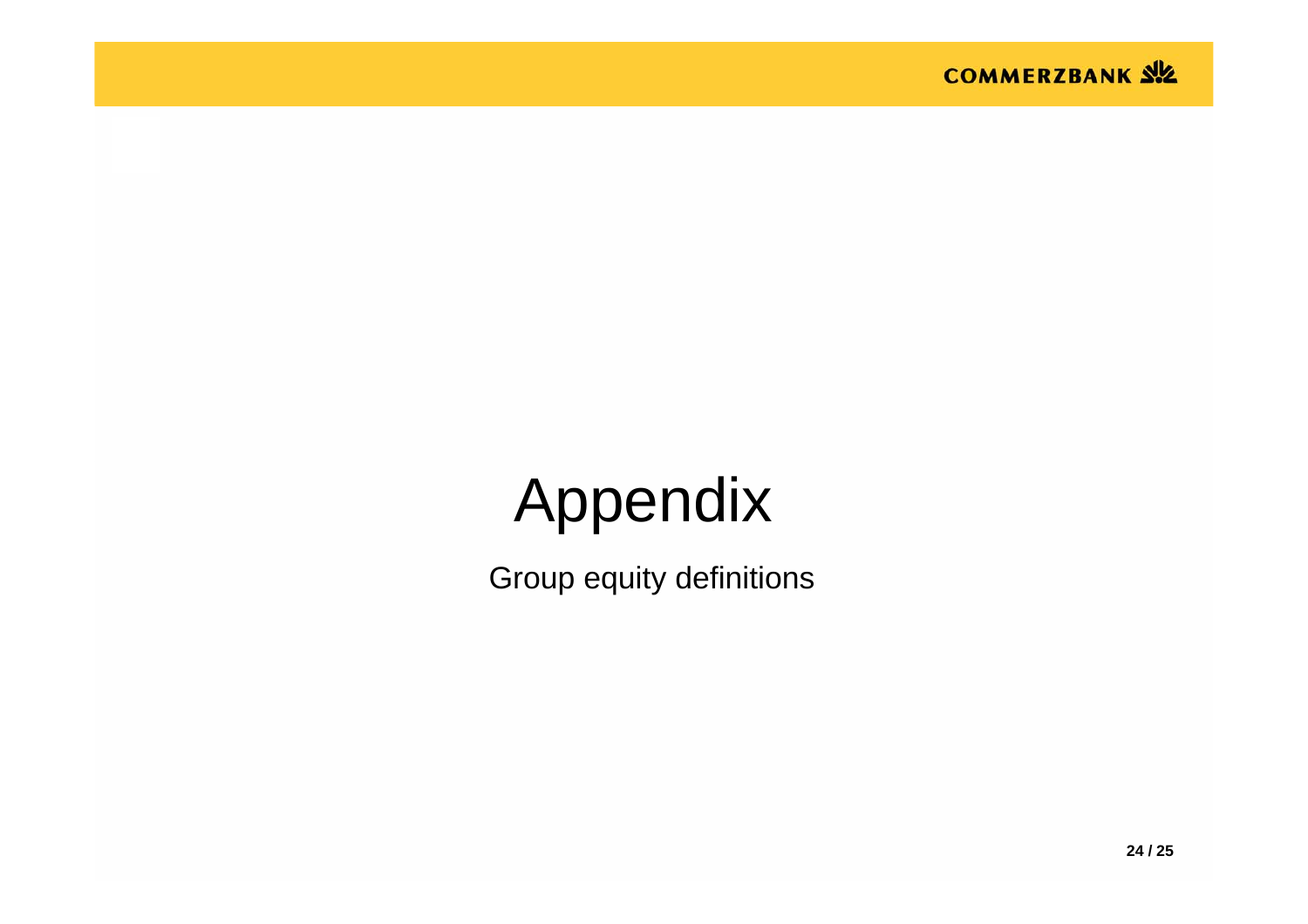# Appendix

Group equity definitions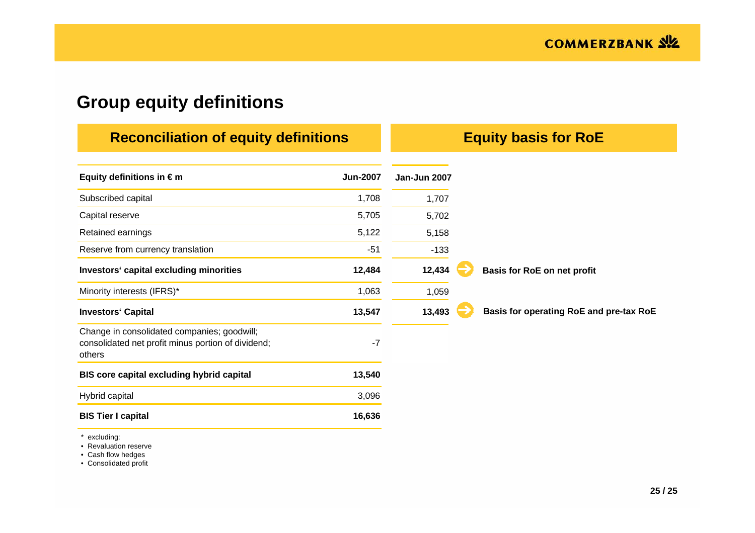# Group equity definitions

## Reconciliation of equity definitions

## Equity basis for RoE

| Equity definitions in € m | Jun-2007 | Jan-Jun 2007 | |
|---|---|---|---|
| Subscribed capital | 1,708 | 1,707 | |
| Capital reserve | 5,705 | 5,702 | |
| Retained earnings | 5,122 | 5,158 | |
| Reserve from currency translation | -51 | -133 | |
| **Investors' capital excluding minorities** | **12,484** | **12,434** | **Basis for RoE on net profit** |
| Minority interests (IFRS)* | 1,063 | 1,059 | |
| **Investors' Capital** | **13,547** | **13,493** | **Basis for operating RoE and pre-tax RoE** |
| Change in consolidated companies; goodwill; consolidated net profit minus portion of dividend; others | -7 | | |
| **BIS core capital excluding hybrid capital** | **13,540** | | |
| Hybrid capital | 3,096 | | |
| **BIS Tier I capital** | **16,636** | | |

\* excluding:

- Revaluation reserve
- Cash flow hedges
- Consolidated profit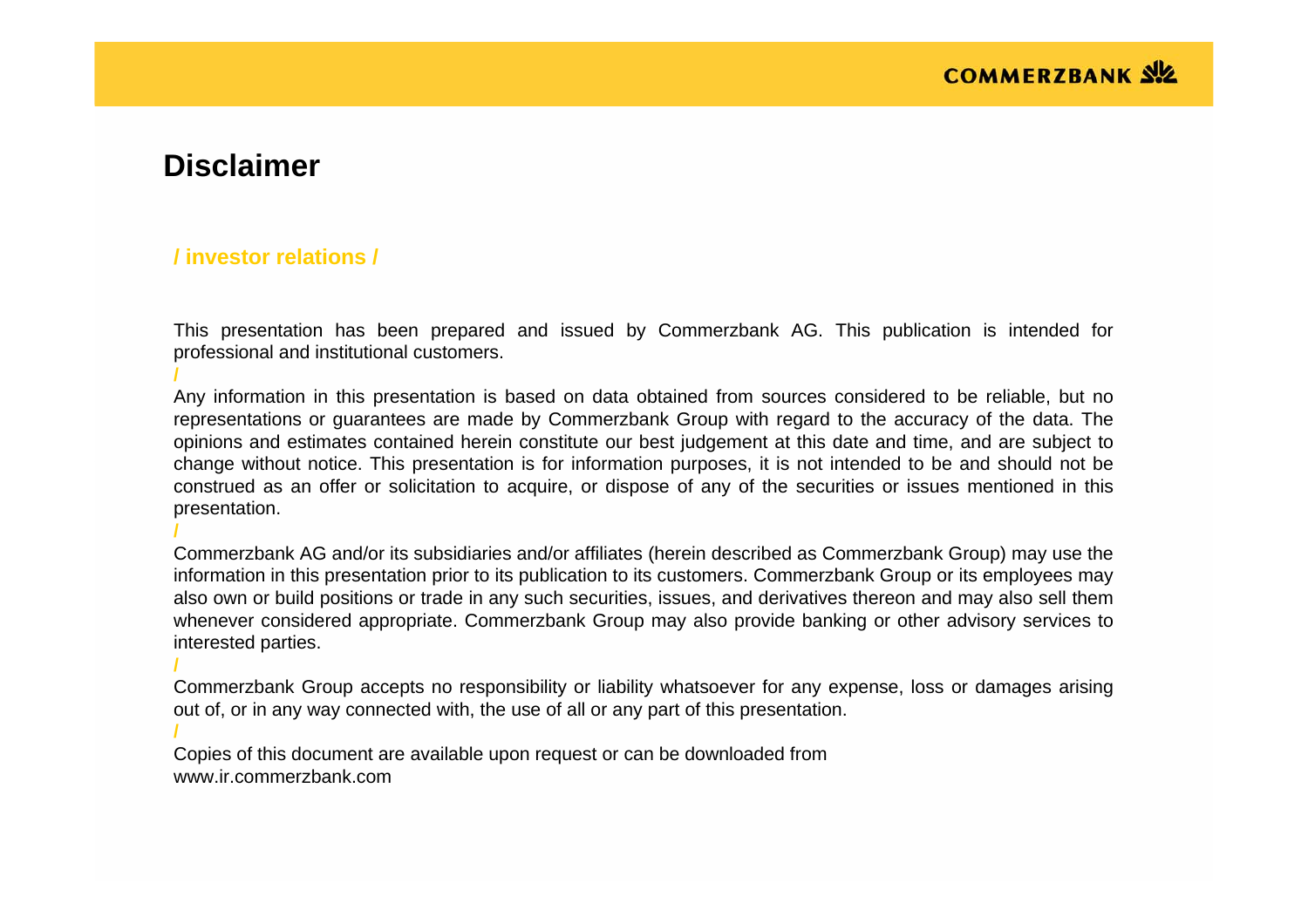# Disclaimer

**/ investor relations /**

This presentation has been prepared and issued by Commerzbank AG. This publication is intended for professional and institutional customers.

/

Any information in this presentation is based on data obtained from sources considered to be reliable, but no representations or guarantees are made by Commerzbank Group with regard to the accuracy of the data. The opinions and estimates contained herein constitute our best judgement at this date and time, and are subject to change without notice. This presentation is for information purposes, it is not intended to be and should not be construed as an offer or solicitation to acquire, or dispose of any of the securities or issues mentioned in this presentation.

/

Commerzbank AG and/or its subsidiaries and/or affiliates (herein described as Commerzbank Group) may use the information in this presentation prior to its publication to its customers. Commerzbank Group or its employees may also own or build positions or trade in any such securities, issues, and derivatives thereon and may also sell them whenever considered appropriate. Commerzbank Group may also provide banking or other advisory services to interested parties.

/

Commerzbank Group accepts no responsibility or liability whatsoever for any expense, loss or damages arising out of, or in any way connected with, the use of all or any part of this presentation.

/

Copies of this document are available upon request or can be downloaded from
www.ir.commerzbank.com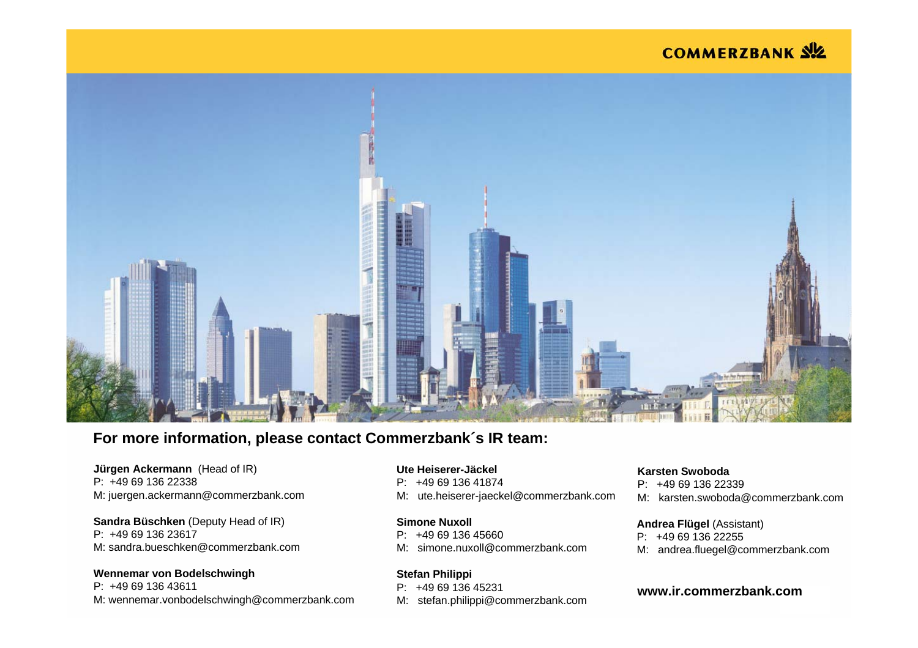COMMERZBANK

## For more information, please contact Commerzbank´s IR team:

**Jürgen Ackermann** (Head of IR)
P: +49 69 136 22338
M: juergen.ackermann@commerzbank.com

**Sandra Büschken** (Deputy Head of IR)
P: +49 69 136 23617
M: sandra.bueschken@commerzbank.com

**Wennemar von Bodelschwingh**
P: +49 69 136 43611
M: wennemar.vonbodelschwingh@commerzbank.com

**Ute Heiserer-Jäckel**
P: +49 69 136 41874
M: ute.heiserer-jaeckel@commerzbank.com

**Simone Nuxoll**
P: +49 69 136 45660
M: simone.nuxoll@commerzbank.com

**Stefan Philippi**
P: +49 69 136 45231
M: stefan.philippi@commerzbank.com

**Karsten Swoboda**
P: +49 69 136 22339
M: karsten.swoboda@commerzbank.com

**Andrea Flügel** (Assistant)
P: +49 69 136 22255
M: andrea.fluegel@commerzbank.com

**www.ir.commerzbank.com**